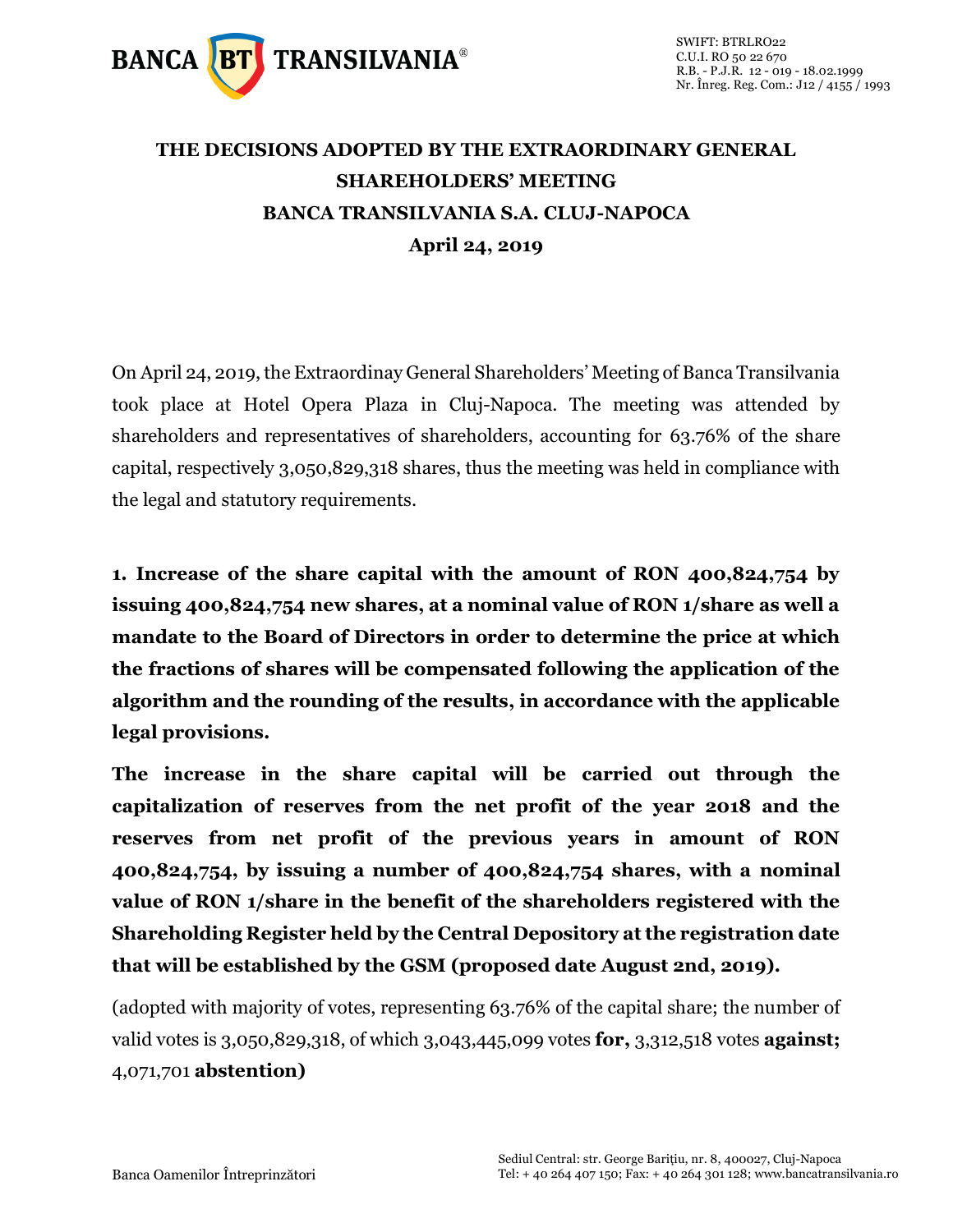# THE DECISIONS ADOPTED BY THE EXTRAORDINARY GENERAL SHAREHOLDERS' MEETING BANCA TRANSILVANIA S.A. CLUJ-NAPOCA

## April 24, 2019

On April 24, 2019, the Extraordinay General Shareholders' Meeting of Banca Transilvania took place at Hotel Opera Plaza in Cluj-Napoca. The meeting was attended by shareholders and representatives of shareholders, accounting for 63.76% of the share capital, respectively 3,050,829,318 shares, thus the meeting was held in compliance with the legal and statutory requirements.

**1. Increase of the share capital with the amount of RON 400,824,754 by issuing 400,824,754 new shares, at a nominal value of RON 1/share as well a mandate to the Board of Directors in order to determine the price at which the fractions of shares will be compensated following the application of the algorithm and the rounding of the results, in accordance with the applicable legal provisions.**

**The increase in the share capital will be carried out through the capitalization of reserves from the net profit of the year 2018 and the reserves from net profit of the previous years in amount of RON 400,824,754, by issuing a number of 400,824,754 shares, with a nominal value of RON 1/share in the benefit of the shareholders registered with the Shareholding Register held by the Central Depository at the registration date that will be established by the GSM (proposed date August 2nd, 2019).**

(adopted with majority of votes, representing 63.76% of the capital share; the number of valid votes is 3,050,829,318, of which 3,043,445,099 votes **for,** 3,312,518 votes **against;** 4,071,701 **abstention)**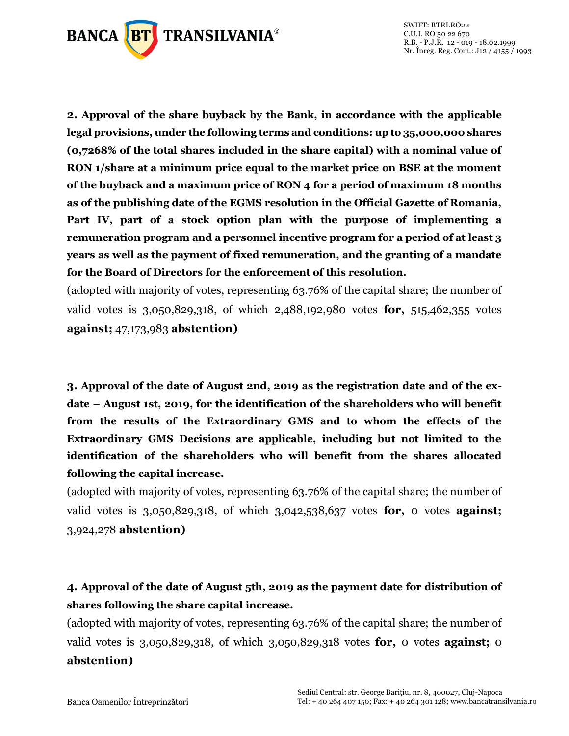**2. Approval of the share buyback by the Bank, in accordance with the applicable legal provisions, under the following terms and conditions: up to 35,000,000 shares (0,7268% of the total shares included in the share capital) with a nominal value of RON 1/share at a minimum price equal to the market price on BSE at the moment of the buyback and a maximum price of RON 4 for a period of maximum 18 months as of the publishing date of the EGMS resolution in the Official Gazette of Romania, Part IV, part of a stock option plan with the purpose of implementing a remuneration program and a personnel incentive program for a period of at least 3 years as well as the payment of fixed remuneration, and the granting of a mandate for the Board of Directors for the enforcement of this resolution.**

(adopted with majority of votes, representing 63.76% of the capital share; the number of valid votes is 3,050,829,318, of which 2,488,192,980 votes **for,** 515,462,355 votes **against;** 47,173,983 **abstention)**

**3. Approval of the date of August 2nd, 2019 as the registration date and of the ex-date – August 1st, 2019, for the identification of the shareholders who will benefit from the results of the Extraordinary GMS and to whom the effects of the Extraordinary GMS Decisions are applicable, including but not limited to the identification of the shareholders who will benefit from the shares allocated following the capital increase.**

(adopted with majority of votes, representing 63.76% of the capital share; the number of valid votes is 3,050,829,318, of which 3,042,538,637 votes **for,** 0 votes **against;** 3,924,278 **abstention)**

**4. Approval of the date of August 5th, 2019 as the payment date for distribution of shares following the share capital increase.**

(adopted with majority of votes, representing 63.76% of the capital share; the number of valid votes is 3,050,829,318, of which 3,050,829,318 votes **for,** 0 votes **against;** 0 **abstention)**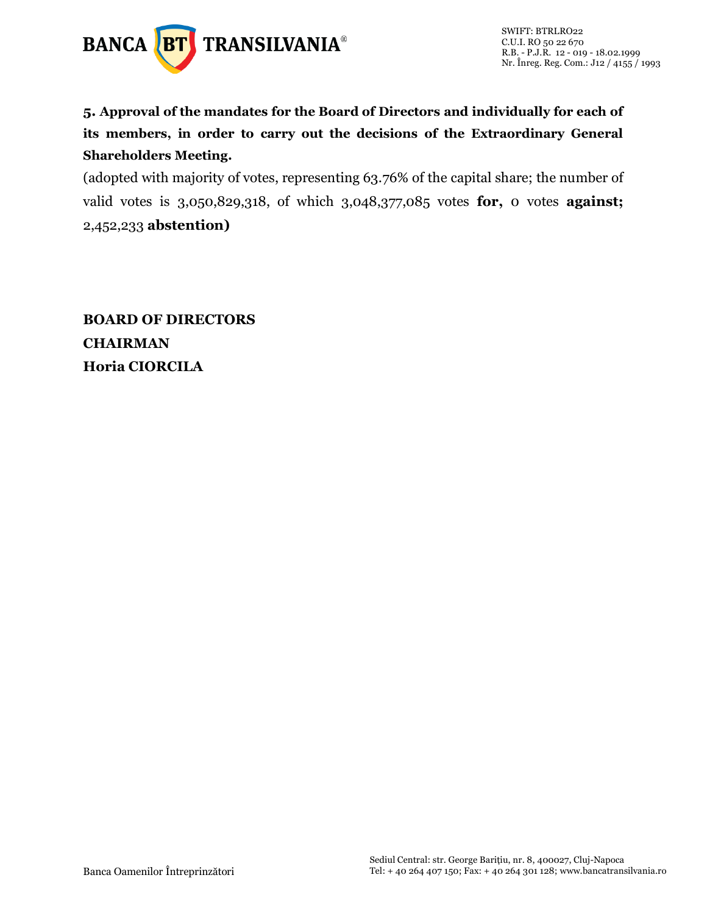**5. Approval of the mandates for the Board of Directors and individually for each of its members, in order to carry out the decisions of the Extraordinary General Shareholders Meeting.**

(adopted with majority of votes, representing 63.76% of the capital share; the number of valid votes is 3,050,829,318, of which 3,048,377,085 votes **for,** 0 votes **against;** 2,452,233 **abstention)**

**BOARD OF DIRECTORS**
**CHAIRMAN**
**Horia CIORCILA**